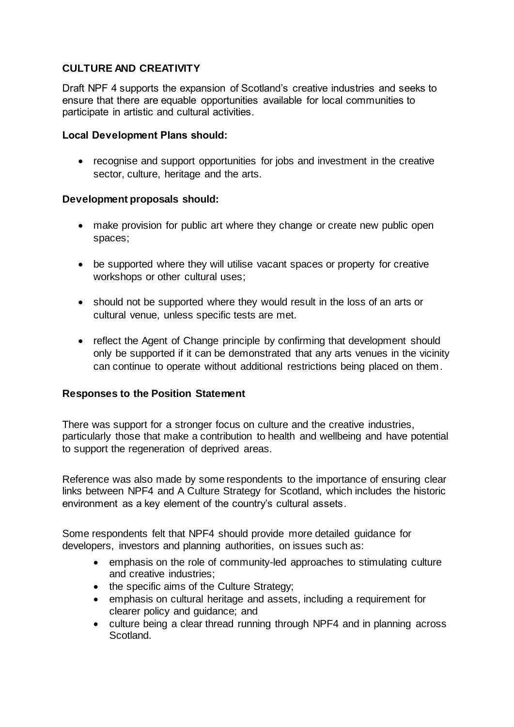**CULTURE AND CREATIVITY**

Draft NPF 4 supports the expansion of Scotland's creative industries and seeks to ensure that there are equable opportunities available for local communities to participate in artistic and cultural activities.

**Local Development Plans should:**

- recognise and support opportunities for jobs and investment in the creative sector, culture, heritage and the arts.

**Development proposals should:**

- make provision for public art where they change or create new public open spaces;
- be supported where they will utilise vacant spaces or property for creative workshops or other cultural uses;
- should not be supported where they would result in the loss of an arts or cultural venue, unless specific tests are met.
- reflect the Agent of Change principle by confirming that development should only be supported if it can be demonstrated that any arts venues in the vicinity can continue to operate without additional restrictions being placed on them.

**Responses to the Position Statement**

There was support for a stronger focus on culture and the creative industries, particularly those that make a contribution to health and wellbeing and have potential to support the regeneration of deprived areas.

Reference was also made by some respondents to the importance of ensuring clear links between NPF4 and A Culture Strategy for Scotland, which includes the historic environment as a key element of the country's cultural assets.

Some respondents felt that NPF4 should provide more detailed guidance for developers, investors and planning authorities, on issues such as:

- emphasis on the role of community-led approaches to stimulating culture and creative industries;
- the specific aims of the Culture Strategy;
- emphasis on cultural heritage and assets, including a requirement for clearer policy and guidance; and
- culture being a clear thread running through NPF4 and in planning across Scotland.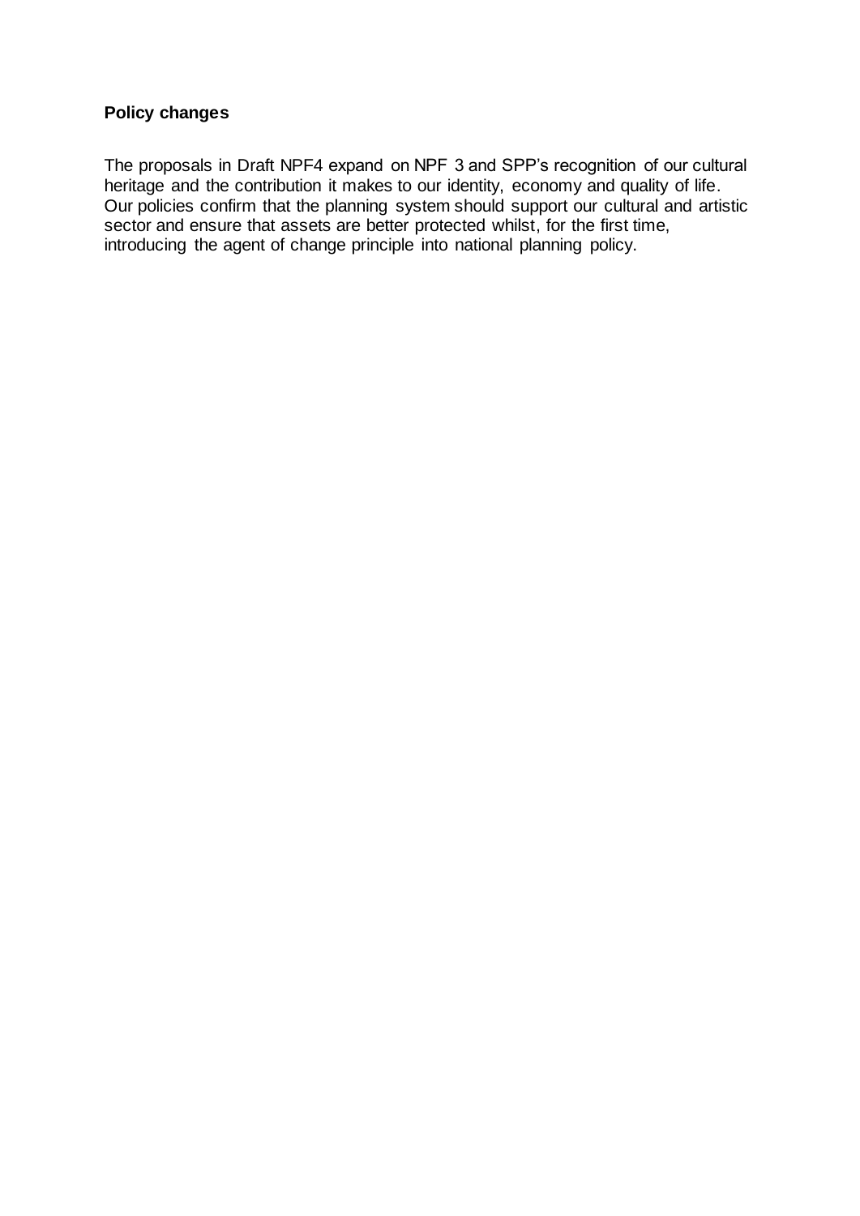**Policy changes**

The proposals in Draft NPF4 expand on NPF 3 and SPP's recognition of our cultural heritage and the contribution it makes to our identity, economy and quality of life. Our policies confirm that the planning system should support our cultural and artistic sector and ensure that assets are better protected whilst, for the first time, introducing the agent of change principle into national planning policy.